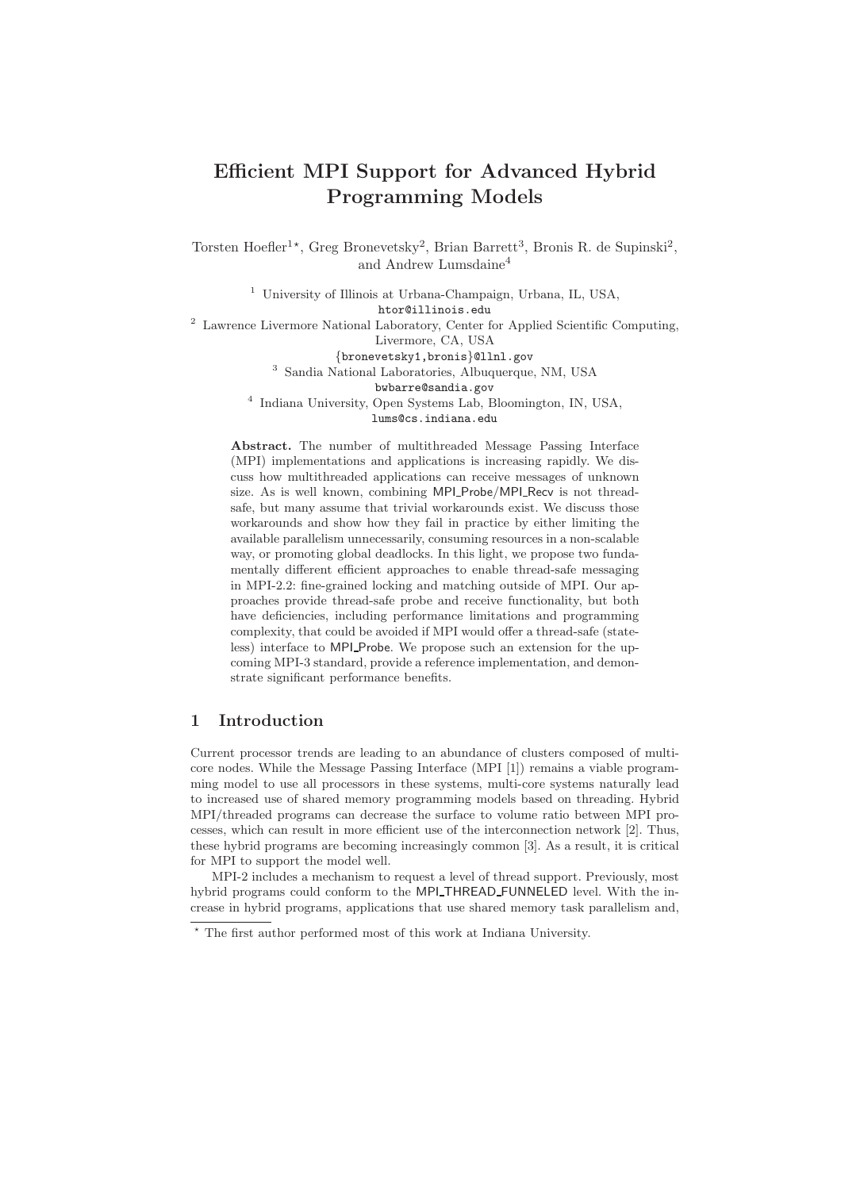# Efficient MPI Support for Advanced Hybrid Programming Models

Torsten Hoefler[1⋆], Greg Bronevetsky[2], Brian Barrett[3], Bronis R. de Supinski[2], and Andrew Lumsdaine[4]

[1] University of Illinois at Urbana-Champaign, Urbana, IL, USA, htor@illinois.edu

[2] Lawrence Livermore National Laboratory, Center for Applied Scientific Computing, Livermore, CA, USA {bronevetsky1,bronis}@llnl.gov

[3] Sandia National Laboratories, Albuquerque, NM, USA bwbarre@sandia.gov

[4] Indiana University, Open Systems Lab, Bloomington, IN, USA, lums@cs.indiana.edu

**Abstract.** The number of multithreaded Message Passing Interface (MPI) implementations and applications is increasing rapidly. We discuss how multithreaded applications can receive messages of unknown size. As is well known, combining MPI_Probe/MPI_Recv is not thread-safe, but many assume that trivial workarounds exist. We discuss those workarounds and show how they fail in practice by either limiting the available parallelism unnecessarily, consuming resources in a non-scalable way, or promoting global deadlocks. In this light, we propose two fundamentally different efficient approaches to enable thread-safe messaging in MPI-2.2: fine-grained locking and matching outside of MPI. Our approaches provide thread-safe probe and receive functionality, but both have deficiencies, including performance limitations and programming complexity, that could be avoided if MPI would offer a thread-safe (stateless) interface to MPI_Probe. We propose such an extension for the upcoming MPI-3 standard, provide a reference implementation, and demonstrate significant performance benefits.

## 1 Introduction

Current processor trends are leading to an abundance of clusters composed of multi-core nodes. While the Message Passing Interface (MPI [1]) remains a viable programming model to use all processors in these systems, multi-core systems naturally lead to increased use of shared memory programming models based on threading. Hybrid MPI/threaded programs can decrease the surface to volume ratio between MPI processes, which can result in more efficient use of the interconnection network [2]. Thus, these hybrid programs are becoming increasingly common [3]. As a result, it is critical for MPI to support the model well.

MPI-2 includes a mechanism to request a level of thread support. Previously, most hybrid programs could conform to the MPI_THREAD_FUNNELED level. With the increase in hybrid programs, applications that use shared memory task parallelism and,

⋆ The first author performed most of this work at Indiana University.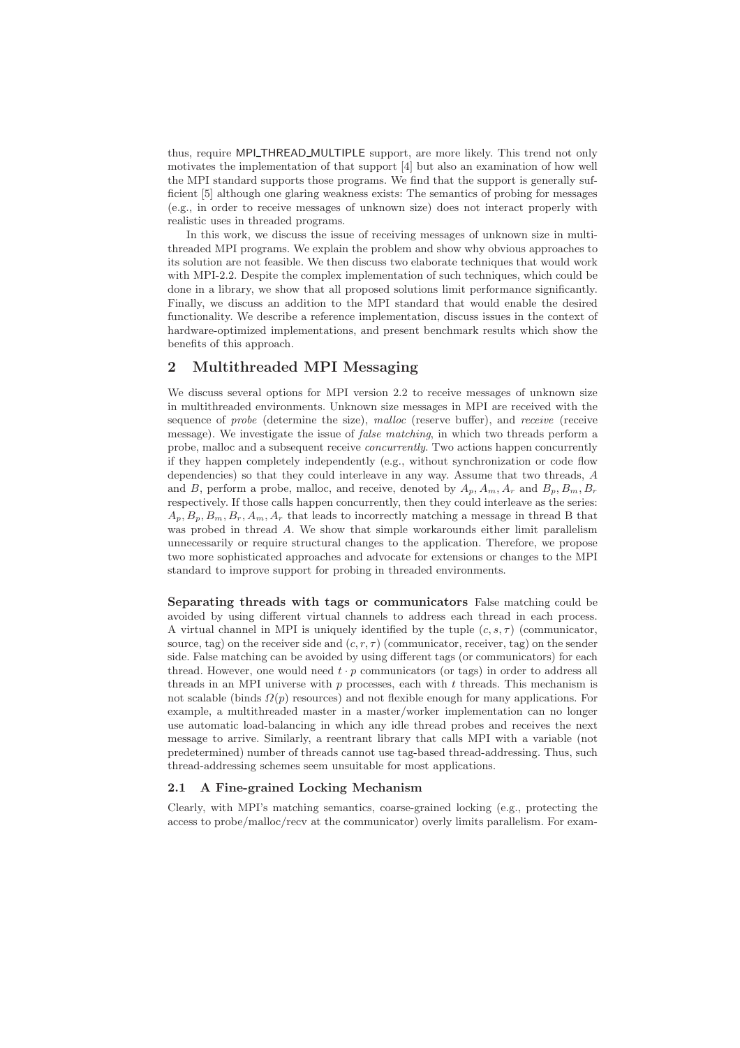thus, require MPI_THREAD_MULTIPLE support, are more likely. This trend not only motivates the implementation of that support [4] but also an examination of how well the MPI standard supports those programs. We find that the support is generally sufficient [5] although one glaring weakness exists: The semantics of probing for messages (e.g., in order to receive messages of unknown size) does not interact properly with realistic uses in threaded programs.

In this work, we discuss the issue of receiving messages of unknown size in multithreaded MPI programs. We explain the problem and show why obvious approaches to its solution are not feasible. We then discuss two elaborate techniques that would work with MPI-2.2. Despite the complex implementation of such techniques, which could be done in a library, we show that all proposed solutions limit performance significantly. Finally, we discuss an addition to the MPI standard that would enable the desired functionality. We describe a reference implementation, discuss issues in the context of hardware-optimized implementations, and present benchmark results which show the benefits of this approach.

## 2 Multithreaded MPI Messaging

We discuss several options for MPI version 2.2 to receive messages of unknown size in multithreaded environments. Unknown size messages in MPI are received with the sequence of *probe* (determine the size), *malloc* (reserve buffer), and *receive* (receive message). We investigate the issue of *false matching*, in which two threads perform a probe, malloc and a subsequent receive *concurrently*. Two actions happen concurrently if they happen completely independently (e.g., without synchronization or code flow dependencies) so that they could interleave in any way. Assume that two threads, $A$ and $B$, perform a probe, malloc, and receive, denoted by $A_p, A_m, A_r$ and $B_p, B_m, B_r$ respectively. If those calls happen concurrently, then they could interleave as the series: $A_p, B_p, B_m, B_r, A_m, A_r$ that leads to incorrectly matching a message in thread B that was probed in thread $A$. We show that simple workarounds either limit parallelism unnecessarily or require structural changes to the application. Therefore, we propose two more sophisticated approaches and advocate for extensions or changes to the MPI standard to improve support for probing in threaded environments.

**Separating threads with tags or communicators** False matching could be avoided by using different virtual channels to address each thread in each process. A virtual channel in MPI is uniquely identified by the tuple $(c, s, \tau)$ (communicator, source, tag) on the receiver side and $(c, r, \tau)$ (communicator, receiver, tag) on the sender side. False matching can be avoided by using different tags (or communicators) for each thread. However, one would need $t \cdot p$ communicators (or tags) in order to address all threads in an MPI universe with $p$ processes, each with $t$ threads. This mechanism is not scalable (binds $\Omega(p)$ resources) and not flexible enough for many applications. For example, a multithreaded master in a master/worker implementation can no longer use automatic load-balancing in which any idle thread probes and receives the next message to arrive. Similarly, a reentrant library that calls MPI with a variable (not predetermined) number of threads cannot use tag-based thread-addressing. Thus, such thread-addressing schemes seem unsuitable for most applications.

### 2.1 A Fine-grained Locking Mechanism

Clearly, with MPI's matching semantics, coarse-grained locking (e.g., protecting the access to probe/malloc/recv at the communicator) overly limits parallelism. For exam-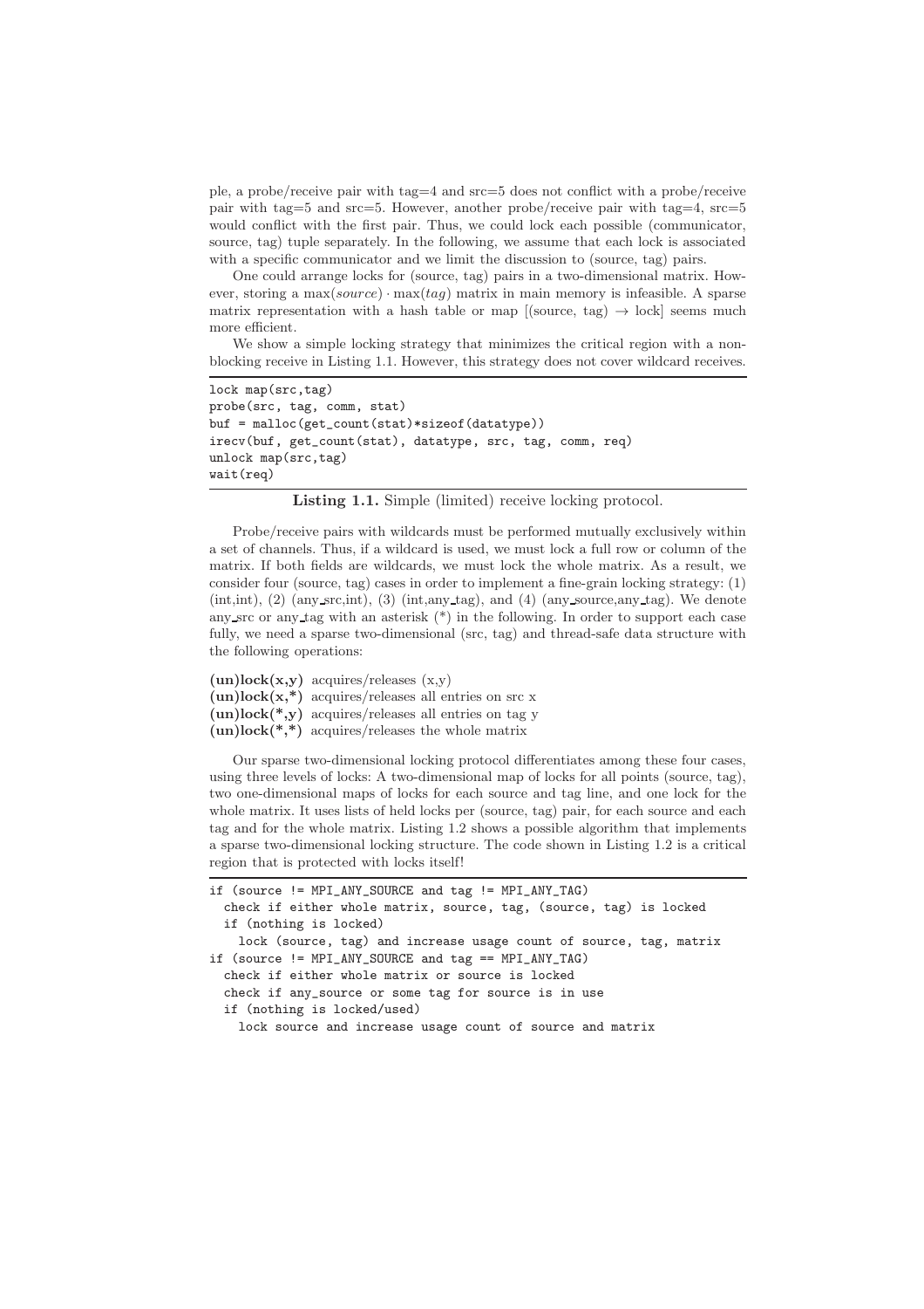ple, a probe/receive pair with tag=4 and src=5 does not conflict with a probe/receive pair with tag=5 and src=5. However, another probe/receive pair with tag=4, src=5 would conflict with the first pair. Thus, we could lock each possible (communicator, source, tag) tuple separately. In the following, we assume that each lock is associated with a specific communicator and we limit the discussion to (source, tag) pairs.

One could arrange locks for (source, tag) pairs in a two-dimensional matrix. However, storing a $\max(source) \cdot \max(tag)$ matrix in main memory is infeasible. A sparse matrix representation with a hash table or map [(source, tag) $\rightarrow$ lock] seems much more efficient.

We show a simple locking strategy that minimizes the critical region with a non-blocking receive in Listing 1.1. However, this strategy does not cover wildcard receives.

```
lock map(src,tag)
probe(src, tag, comm, stat)
buf = malloc(get_count(stat)*sizeof(datatype))
irecv(buf, get_count(stat), datatype, src, tag, comm, req)
unlock map(src,tag)
wait(req)
```

**Listing 1.1.** Simple (limited) receive locking protocol.

Probe/receive pairs with wildcards must be performed mutually exclusively within a set of channels. Thus, if a wildcard is used, we must lock a full row or column of the matrix. If both fields are wildcards, we must lock the whole matrix. As a result, we consider four (source, tag) cases in order to implement a fine-grain locking strategy: (1) (int,int), (2) (any_src,int), (3) (int,any_tag), and (4) (any_source,any_tag). We denote any_src or any_tag with an asterisk (*) in the following. In order to support each case fully, we need a sparse two-dimensional (src, tag) and thread-safe data structure with the following operations:

**(un)lock(x,y)** acquires/releases (x,y)
**(un)lock(x,*)** acquires/releases all entries on src x
**(un)lock(*,y)** acquires/releases all entries on tag y
**(un)lock(*,*)** acquires/releases the whole matrix

Our sparse two-dimensional locking protocol differentiates among these four cases, using three levels of locks: A two-dimensional map of locks for all points (source, tag), two one-dimensional maps of locks for each source and tag line, and one lock for the whole matrix. It uses lists of held locks per (source, tag) pair, for each source and each tag and for the whole matrix. Listing 1.2 shows a possible algorithm that implements a sparse two-dimensional locking structure. The code shown in Listing 1.2 is a critical region that is protected with locks itself!

```
if (source != MPI_ANY_SOURCE and tag != MPI_ANY_TAG)
  check if either whole matrix, source, tag, (source, tag) is locked
  if (nothing is locked)
    lock (source, tag) and increase usage count of source, tag, matrix
if (source != MPI_ANY_SOURCE and tag == MPI_ANY_TAG)
  check if either whole matrix or source is locked
  check if any_source or some tag for source is in use
  if (nothing is locked/used)
    lock source and increase usage count of source and matrix
```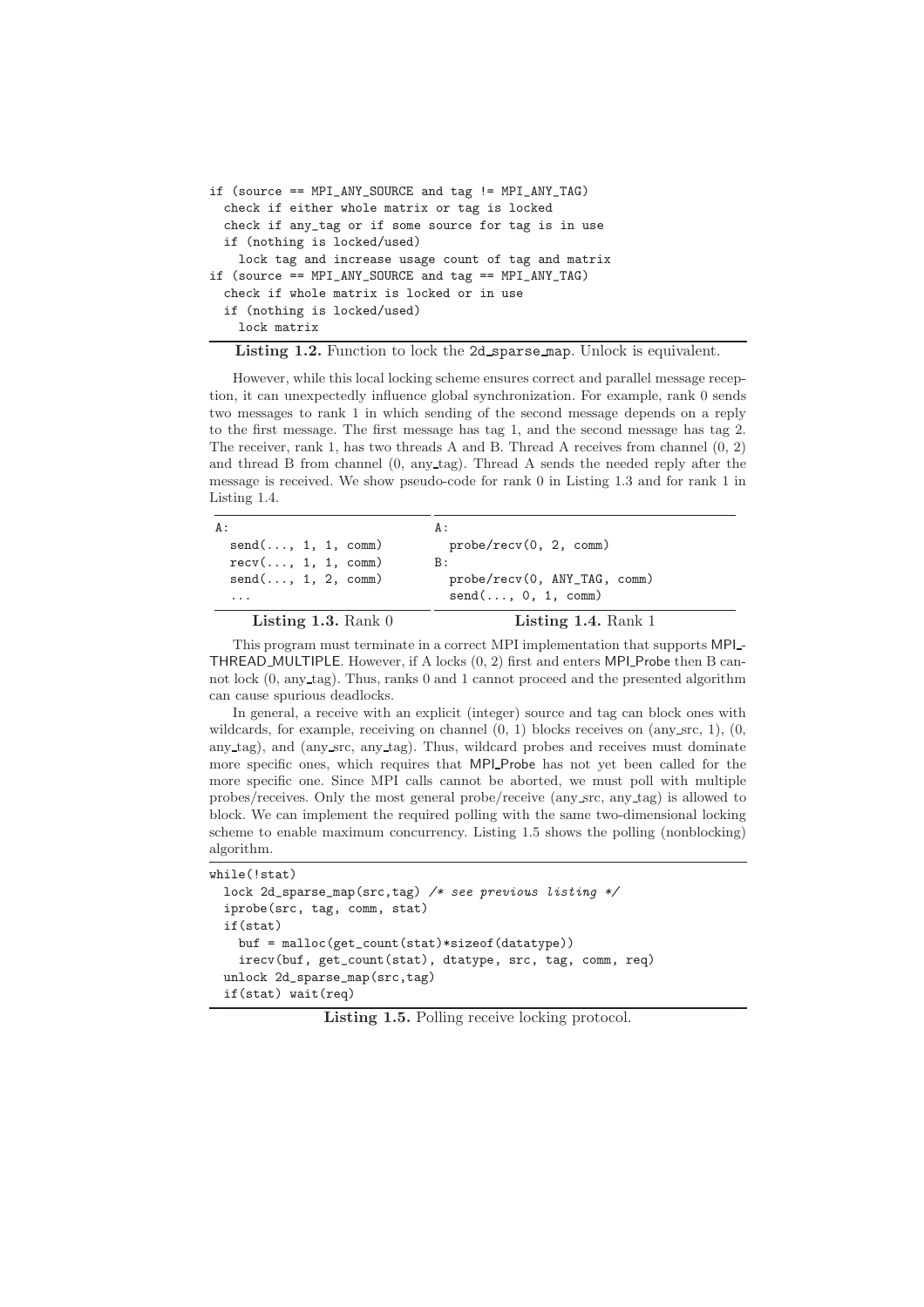```
if (source == MPI_ANY_SOURCE and tag != MPI_ANY_TAG)
  check if either whole matrix or tag is locked
  check if any_tag or if some source for tag is in use
  if (nothing is locked/used)
    lock tag and increase usage count of tag and matrix
if (source == MPI_ANY_SOURCE and tag == MPI_ANY_TAG)
  check if whole matrix is locked or in use
  if (nothing is locked/used)
    lock matrix
```

**Listing 1.2.** Function to lock the 2d_sparse_map. Unlock is equivalent.

However, while this local locking scheme ensures correct and parallel message reception, it can unexpectedly influence global synchronization. For example, rank 0 sends two messages to rank 1 in which sending of the second message depends on a reply to the first message. The first message has tag 1, and the second message has tag 2. The receiver, rank 1, has two threads A and B. Thread A receives from channel (0, 2) and thread B from channel (0, any_tag). Thread A sends the needed reply after the message is received. We show pseudo-code for rank 0 in Listing 1.3 and for rank 1 in Listing 1.4.

```
A:
  send(..., 1, 1, comm)
  recv(..., 1, 1, comm)
  send(..., 1, 2, comm)
  ...
```

**Listing 1.3.** Rank 0

```
A:
  probe/recv(0, 2, comm)
B:
  probe/recv(0, ANY_TAG, comm)
  send(..., 0, 1, comm)
```

**Listing 1.4.** Rank 1

This program must terminate in a correct MPI implementation that supports MPI_THREAD_MULTIPLE. However, if A locks (0, 2) first and enters MPI_Probe then B cannot lock (0, any_tag). Thus, ranks 0 and 1 cannot proceed and the presented algorithm can cause spurious deadlocks.

In general, a receive with an explicit (integer) source and tag can block ones with wildcards, for example, receiving on channel (0, 1) blocks receives on (any_src, 1), (0, any_tag), and (any_src, any_tag). Thus, wildcard probes and receives must dominate more specific ones, which requires that MPI_Probe has not yet been called for the more specific one. Since MPI calls cannot be aborted, we must poll with multiple probes/receives. Only the most general probe/receive (any_src, any_tag) is allowed to block. We can implement the required polling with the same two-dimensional locking scheme to enable maximum concurrency. Listing 1.5 shows the polling (nonblocking) algorithm.

```
while(!stat)
  lock 2d_sparse_map(src,tag) /* see previous listing */
  iprobe(src, tag, comm, stat)
  if(stat)
    buf = malloc(get_count(stat)*sizeof(datatype))
    irecv(buf, get_count(stat), dtatype, src, tag, comm, req)
  unlock 2d_sparse_map(src,tag)
  if(stat) wait(req)
```

**Listing 1.5.** Polling receive locking protocol.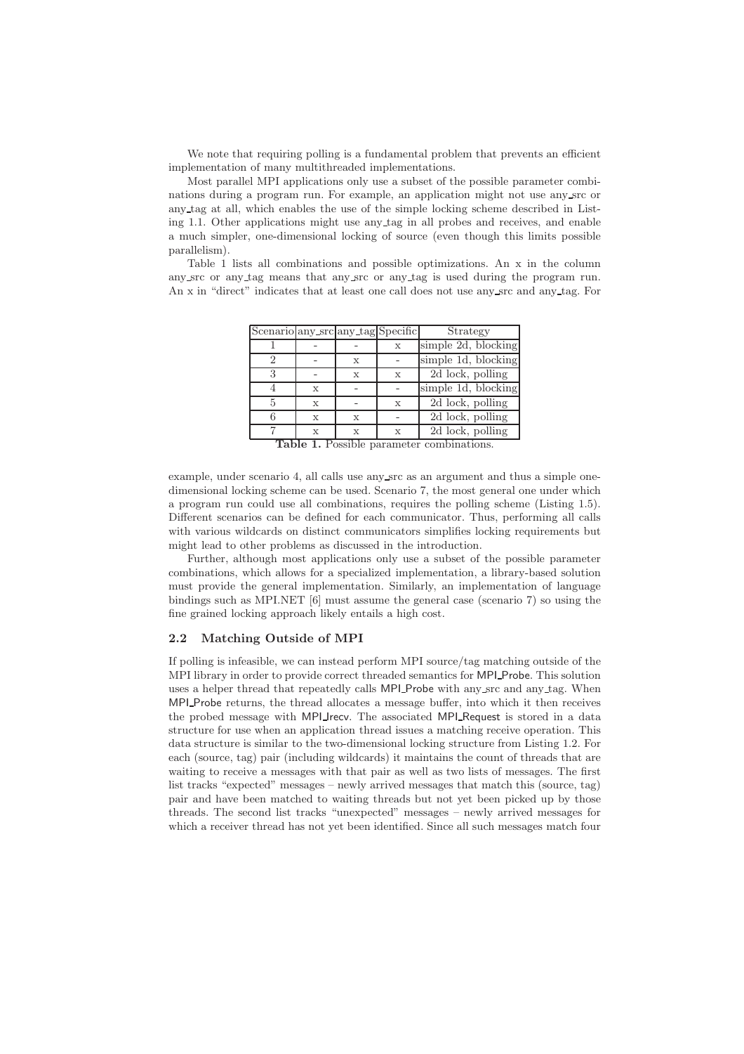We note that requiring polling is a fundamental problem that prevents an efficient implementation of many multithreaded implementations.

Most parallel MPI applications only use a subset of the possible parameter combinations during a program run. For example, an application might not use any_src or any_tag at all, which enables the use of the simple locking scheme described in Listing 1.1. Other applications might use any_tag in all probes and receives, and enable a much simpler, one-dimensional locking of source (even though this limits possible parallelism).

Table 1 lists all combinations and possible optimizations. An x in the column any_src or any_tag means that any_src or any_tag is used during the program run. An x in "direct" indicates that at least one call does not use any_src and any_tag. For

| Scenario | any_src | any_tag | Specific | Strategy |
|---|---|---|---|---|
| 1 | - | - | x | simple 2d, blocking |
| 2 | - | x | - | simple 1d, blocking |
| 3 | - | x | x | 2d lock, polling |
| 4 | x | - | - | simple 1d, blocking |
| 5 | x | - | x | 2d lock, polling |
| 6 | x | x | - | 2d lock, polling |
| 7 | x | x | x | 2d lock, polling |

**Table 1.** Possible parameter combinations.

example, under scenario 4, all calls use any_src as an argument and thus a simple one-dimensional locking scheme can be used. Scenario 7, the most general one under which a program run could use all combinations, requires the polling scheme (Listing 1.5). Different scenarios can be defined for each communicator. Thus, performing all calls with various wildcards on distinct communicators simplifies locking requirements but might lead to other problems as discussed in the introduction.

Further, although most applications only use a subset of the possible parameter combinations, which allows for a specialized implementation, a library-based solution must provide the general implementation. Similarly, an implementation of language bindings such as MPI.NET [6] must assume the general case (scenario 7) so using the fine grained locking approach likely entails a high cost.

### 2.2 Matching Outside of MPI

If polling is infeasible, we can instead perform MPI source/tag matching outside of the MPI library in order to provide correct threaded semantics for MPI_Probe. This solution uses a helper thread that repeatedly calls MPI_Probe with any_src and any_tag. When MPI_Probe returns, the thread allocates a message buffer, into which it then receives the probed message with MPI_Irecv. The associated MPI_Request is stored in a data structure for use when an application thread issues a matching receive operation. This data structure is similar to the two-dimensional locking structure from Listing 1.2. For each (source, tag) pair (including wildcards) it maintains the count of threads that are waiting to receive a messages with that pair as well as two lists of messages. The first list tracks "expected" messages – newly arrived messages that match this (source, tag) pair and have been matched to waiting threads but not yet been picked up by those threads. The second list tracks "unexpected" messages – newly arrived messages for which a receiver thread has not yet been identified. Since all such messages match four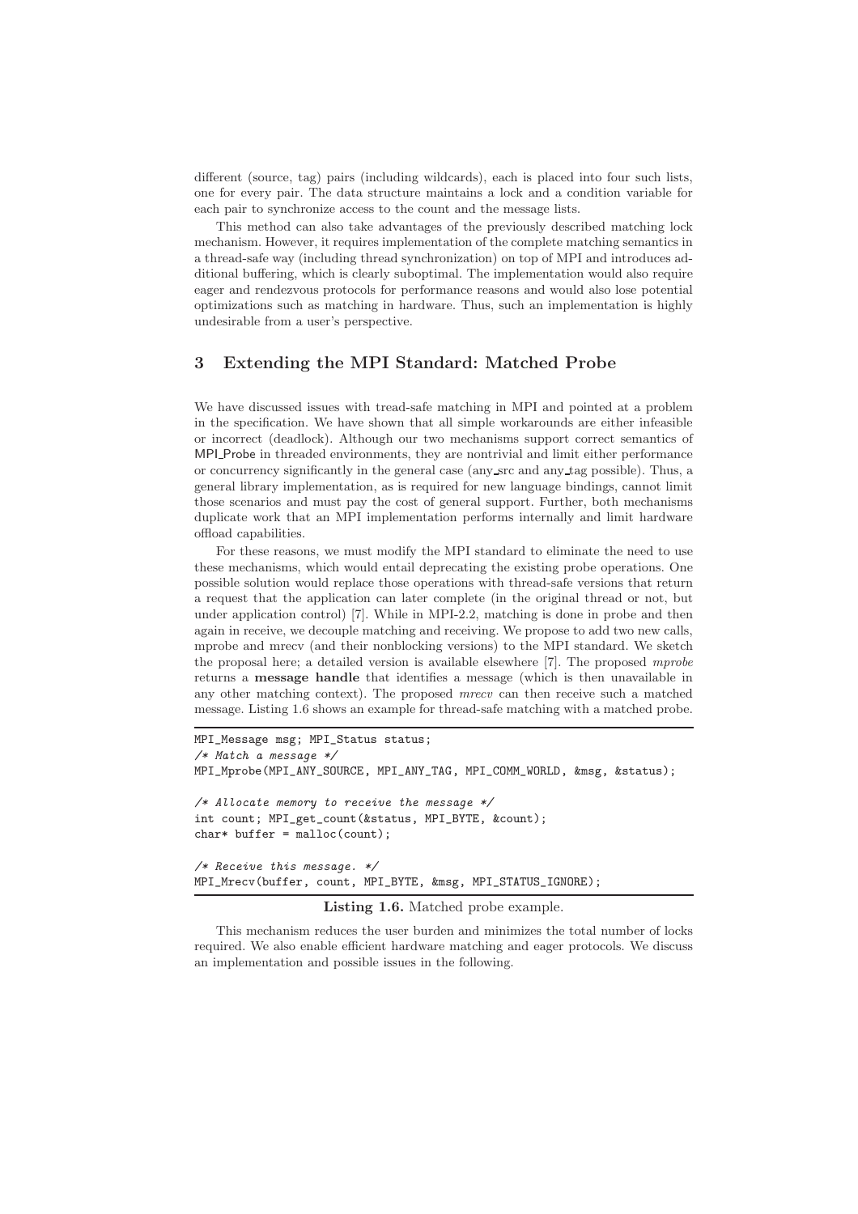different (source, tag) pairs (including wildcards), each is placed into four such lists, one for every pair. The data structure maintains a lock and a condition variable for each pair to synchronize access to the count and the message lists.

This method can also take advantages of the previously described matching lock mechanism. However, it requires implementation of the complete matching semantics in a thread-safe way (including thread synchronization) on top of MPI and introduces additional buffering, which is clearly suboptimal. The implementation would also require eager and rendezvous protocols for performance reasons and would also lose potential optimizations such as matching in hardware. Thus, such an implementation is highly undesirable from a user's perspective.

## 3 Extending the MPI Standard: Matched Probe

We have discussed issues with tread-safe matching in MPI and pointed at a problem in the specification. We have shown that all simple workarounds are either infeasible or incorrect (deadlock). Although our two mechanisms support correct semantics of MPI_Probe in threaded environments, they are nontrivial and limit either performance or concurrency significantly in the general case (any_src and any_tag possible). Thus, a general library implementation, as is required for new language bindings, cannot limit those scenarios and must pay the cost of general support. Further, both mechanisms duplicate work that an MPI implementation performs internally and limit hardware offload capabilities.

For these reasons, we must modify the MPI standard to eliminate the need to use these mechanisms, which would entail deprecating the existing probe operations. One possible solution would replace those operations with thread-safe versions that return a request that the application can later complete (in the original thread or not, but under application control) [7]. While in MPI-2.2, matching is done in probe and then again in receive, we decouple matching and receiving. We propose to add two new calls, mprobe and mrecv (and their nonblocking versions) to the MPI standard. We sketch the proposal here; a detailed version is available elsewhere [7]. The proposed *mprobe* returns a **message handle** that identifies a message (which is then unavailable in any other matching context). The proposed *mrecv* can then receive such a matched message. Listing 1.6 shows an example for thread-safe matching with a matched probe.

```
MPI_Message msg; MPI_Status status;
/* Match a message */
MPI_Mprobe(MPI_ANY_SOURCE, MPI_ANY_TAG, MPI_COMM_WORLD, &msg, &status);

/* Allocate memory to receive the message */
int count; MPI_get_count(&status, MPI_BYTE, &count);
char* buffer = malloc(count);

/* Receive this message. */
MPI_Mrecv(buffer, count, MPI_BYTE, &msg, MPI_STATUS_IGNORE);
```

**Listing 1.6.** Matched probe example.

This mechanism reduces the user burden and minimizes the total number of locks required. We also enable efficient hardware matching and eager protocols. We discuss an implementation and possible issues in the following.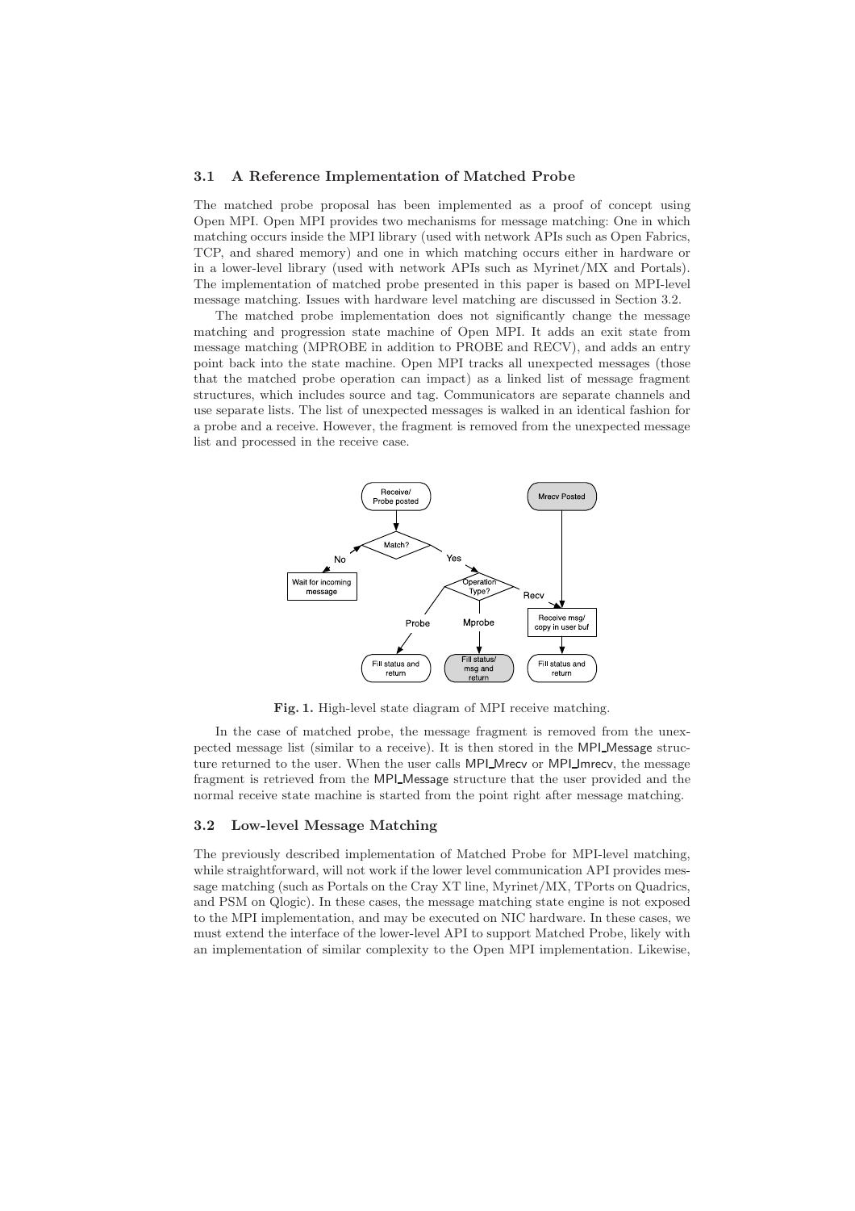### 3.1 A Reference Implementation of Matched Probe

The matched probe proposal has been implemented as a proof of concept using Open MPI. Open MPI provides two mechanisms for message matching: One in which matching occurs inside the MPI library (used with network APIs such as Open Fabrics, TCP, and shared memory) and one in which matching occurs either in hardware or in a lower-level library (used with network APIs such as Myrinet/MX and Portals). The implementation of matched probe presented in this paper is based on MPI-level message matching. Issues with hardware level matching are discussed in Section 3.2.

The matched probe implementation does not significantly change the message matching and progression state machine of Open MPI. It adds an exit state from message matching (MPROBE in addition to PROBE and RECV), and adds an entry point back into the state machine. Open MPI tracks all unexpected messages (those that the matched probe operation can impact) as a linked list of message fragment structures, which includes source and tag. Communicators are separate channels and use separate lists. The list of unexpected messages is walked in an identical fashion for a probe and a receive. However, the fragment is removed from the unexpected message list and processed in the receive case.

**Fig. 1.** High-level state diagram of MPI receive matching.

In the case of matched probe, the message fragment is removed from the unexpected message list (similar to a receive). It is then stored in the MPI_Message structure returned to the user. When the user calls MPI_Mrecv or MPI_Imrecv, the message fragment is retrieved from the MPI_Message structure that the user provided and the normal receive state machine is started from the point right after message matching.

### 3.2 Low-level Message Matching

The previously described implementation of Matched Probe for MPI-level matching, while straightforward, will not work if the lower level communication API provides message matching (such as Portals on the Cray XT line, Myrinet/MX, TPorts on Quadrics, and PSM on Qlogic). In these cases, the message matching state engine is not exposed to the MPI implementation, and may be executed on NIC hardware. In these cases, we must extend the interface of the lower-level API to support Matched Probe, likely with an implementation of similar complexity to the Open MPI implementation. Likewise,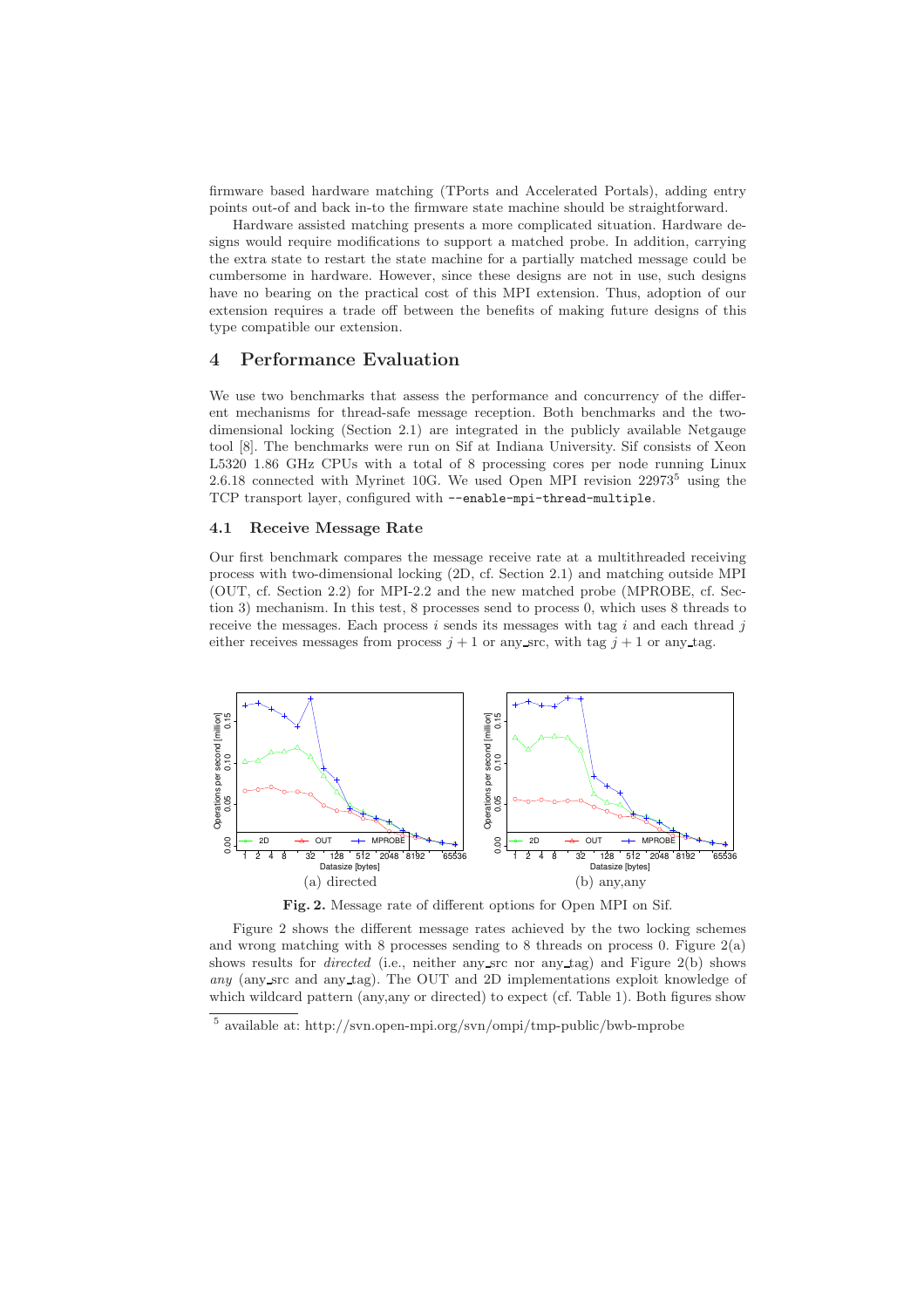firmware based hardware matching (TPorts and Accelerated Portals), adding entry points out-of and back in-to the firmware state machine should be straightforward.

Hardware assisted matching presents a more complicated situation. Hardware designs would require modifications to support a matched probe. In addition, carrying the extra state to restart the state machine for a partially matched message could be cumbersome in hardware. However, since these designs are not in use, such designs have no bearing on the practical cost of this MPI extension. Thus, adoption of our extension requires a trade off between the benefits of making future designs of this type compatible our extension.

## 4 Performance Evaluation

We use two benchmarks that assess the performance and concurrency of the different mechanisms for thread-safe message reception. Both benchmarks and the two-dimensional locking (Section 2.1) are integrated in the publicly available Netgauge tool [8]. The benchmarks were run on Sif at Indiana University. Sif consists of Xeon L5320 1.86 GHz CPUs with a total of 8 processing cores per node running Linux 2.6.18 connected with Myrinet 10G. We used Open MPI revision 22973[5] using the TCP transport layer, configured with `--enable-mpi-thread-multiple`.

### 4.1 Receive Message Rate

Our first benchmark compares the message receive rate at a multithreaded receiving process with two-dimensional locking (2D, cf. Section 2.1) and matching outside MPI (OUT, cf. Section 2.2) for MPI-2.2 and the new matched probe (MPROBE, cf. Section 3) mechanism. In this test, 8 processes send to process 0, which uses 8 threads to receive the messages. Each process $i$ sends its messages with tag $i$ and each thread $j$ either receives messages from process $j + 1$ or any_src, with tag $j + 1$ or any_tag.

(a) directed (b) any,any

**Fig. 2.** Message rate of different options for Open MPI on Sif.

Figure 2 shows the different message rates achieved by the two locking schemes and wrong matching with 8 processes sending to 8 threads on process 0. Figure 2(a) shows results for *directed* (i.e., neither any_src nor any_tag) and Figure 2(b) shows *any* (any_src and any_tag). The OUT and 2D implementations exploit knowledge of which wildcard pattern (any,any or directed) to expect (cf. Table 1). Both figures show

[5] available at: http://svn.open-mpi.org/svn/ompi/tmp-public/bwb-mprobe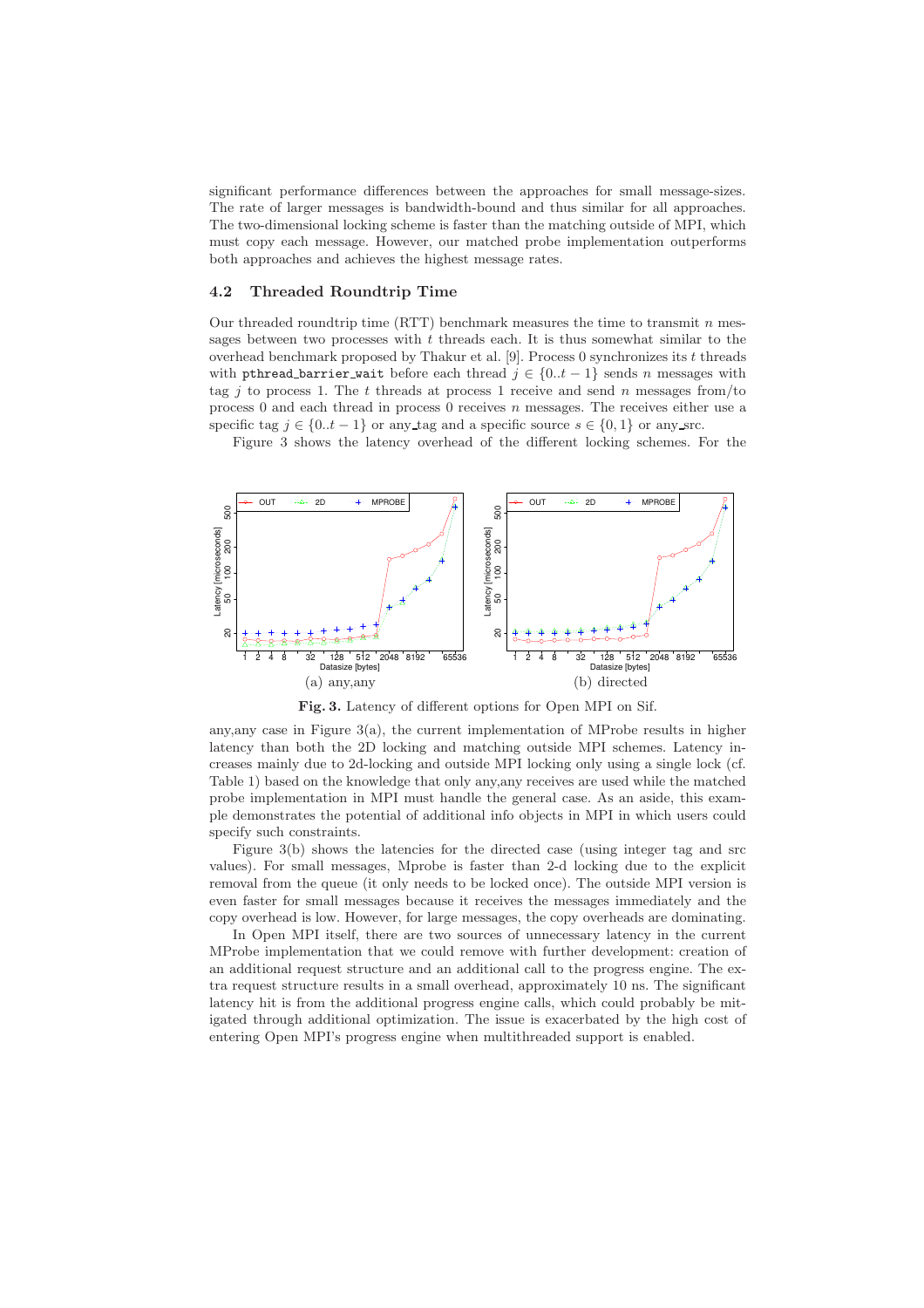significant performance differences between the approaches for small message-sizes. The rate of larger messages is bandwidth-bound and thus similar for all approaches. The two-dimensional locking scheme is faster than the matching outside of MPI, which must copy each message. However, our matched probe implementation outperforms both approaches and achieves the highest message rates.

### 4.2 Threaded Roundtrip Time

Our threaded roundtrip time (RTT) benchmark measures the time to transmit $n$ messages between two processes with $t$ threads each. It is thus somewhat similar to the overhead benchmark proposed by Thakur et al. [9]. Process 0 synchronizes its $t$ threads with `pthread_barrier_wait` before each thread $j \in \{0..t-1\}$ sends $n$ messages with tag $j$ to process 1. The $t$ threads at process 1 receive and send $n$ messages from/to process 0 and each thread in process 0 receives $n$ messages. The receives either use a specific tag $j \in \{0..t-1\}$ or any_tag and a specific source $s \in \{0, 1\}$ or any_src.

Figure 3 shows the latency overhead of the different locking schemes. For the

(a) any,any (b) directed

**Fig. 3.** Latency of different options for Open MPI on Sif.

any,any case in Figure 3(a), the current implementation of MProbe results in higher latency than both the 2D locking and matching outside MPI schemes. Latency increases mainly due to 2d-locking and outside MPI locking only using a single lock (cf. Table 1) based on the knowledge that only any,any receives are used while the matched probe implementation in MPI must handle the general case. As an aside, this example demonstrates the potential of additional info objects in MPI in which users could specify such constraints.

Figure 3(b) shows the latencies for the directed case (using integer tag and src values). For small messages, Mprobe is faster than 2-d locking due to the explicit removal from the queue (it only needs to be locked once). The outside MPI version is even faster for small messages because it receives the messages immediately and the copy overhead is low. However, for large messages, the copy overheads are dominating.

In Open MPI itself, there are two sources of unnecessary latency in the current MProbe implementation that we could remove with further development: creation of an additional request structure and an additional call to the progress engine. The extra request structure results in a small overhead, approximately 10 ns. The significant latency hit is from the additional progress engine calls, which could probably be mitigated through additional optimization. The issue is exacerbated by the high cost of entering Open MPI's progress engine when multithreaded support is enabled.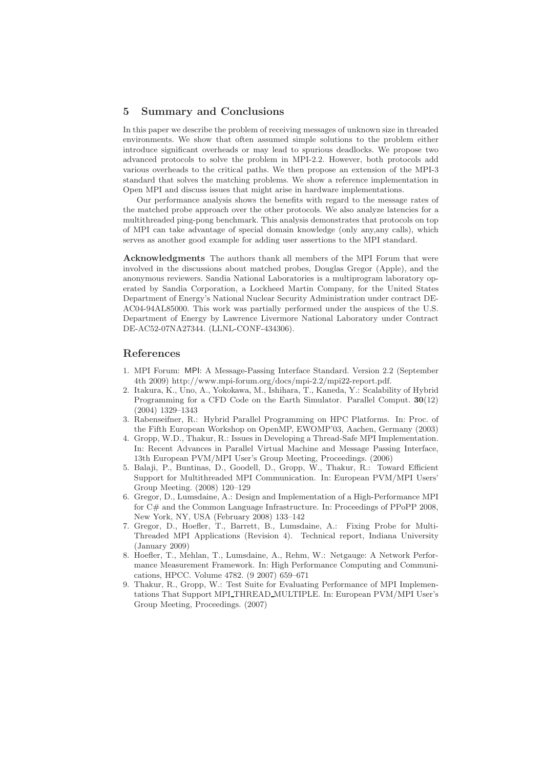## 5 Summary and Conclusions

In this paper we describe the problem of receiving messages of unknown size in threaded environments. We show that often assumed simple solutions to the problem either introduce significant overheads or may lead to spurious deadlocks. We propose two advanced protocols to solve the problem in MPI-2.2. However, both protocols add various overheads to the critical paths. We then propose an extension of the MPI-3 standard that solves the matching problems. We show a reference implementation in Open MPI and discuss issues that might arise in hardware implementations.

Our performance analysis shows the benefits with regard to the message rates of the matched probe approach over the other protocols. We also analyze latencies for a multithreaded ping-pong benchmark. This analysis demonstrates that protocols on top of MPI can take advantage of special domain knowledge (only any,any calls), which serves as another good example for adding user assertions to the MPI standard.

**Acknowledgments** The authors thank all members of the MPI Forum that were involved in the discussions about matched probes, Douglas Gregor (Apple), and the anonymous reviewers. Sandia National Laboratories is a multiprogram laboratory operated by Sandia Corporation, a Lockheed Martin Company, for the United States Department of Energy's National Nuclear Security Administration under contract DE-AC04-94AL85000. This work was partially performed under the auspices of the U.S. Department of Energy by Lawrence Livermore National Laboratory under Contract DE-AC52-07NA27344. (LLNL-CONF-434306).

## References

1. MPI Forum: MPI: A Message-Passing Interface Standard. Version 2.2 (September 4th 2009) http://www.mpi-forum.org/docs/mpi-2.2/mpi22-report.pdf.
2. Itakura, K., Uno, A., Yokokawa, M., Ishihara, T., Kaneda, Y.: Scalability of Hybrid Programming for a CFD Code on the Earth Simulator. Parallel Comput. **30**(12) (2004) 1329–1343
3. Rabenseifner, R.: Hybrid Parallel Programming on HPC Platforms. In: Proc. of the Fifth European Workshop on OpenMP, EWOMP'03, Aachen, Germany (2003)
4. Gropp, W.D., Thakur, R.: Issues in Developing a Thread-Safe MPI Implementation. In: Recent Advances in Parallel Virtual Machine and Message Passing Interface, 13th European PVM/MPI User's Group Meeting, Proceedings. (2006)
5. Balaji, P., Buntinas, D., Goodell, D., Gropp, W., Thakur, R.: Toward Efficient Support for Multithreaded MPI Communication. In: European PVM/MPI Users' Group Meeting. (2008) 120–129
6. Gregor, D., Lumsdaine, A.: Design and Implementation of a High-Performance MPI for C# and the Common Language Infrastructure. In: Proceedings of PPoPP 2008, New York, NY, USA (February 2008) 133–142
7. Gregor, D., Hoefler, T., Barrett, B., Lumsdaine, A.: Fixing Probe for Multi-Threaded MPI Applications (Revision 4). Technical report, Indiana University (January 2009)
8. Hoefler, T., Mehlan, T., Lumsdaine, A., Rehm, W.: Netgauge: A Network Performance Measurement Framework. In: High Performance Computing and Communications, HPCC. Volume 4782. (9 2007) 659–671
9. Thakur, R., Gropp, W.: Test Suite for Evaluating Performance of MPI Implementations That Support MPI_THREAD_MULTIPLE. In: European PVM/MPI User's Group Meeting, Proceedings. (2007)